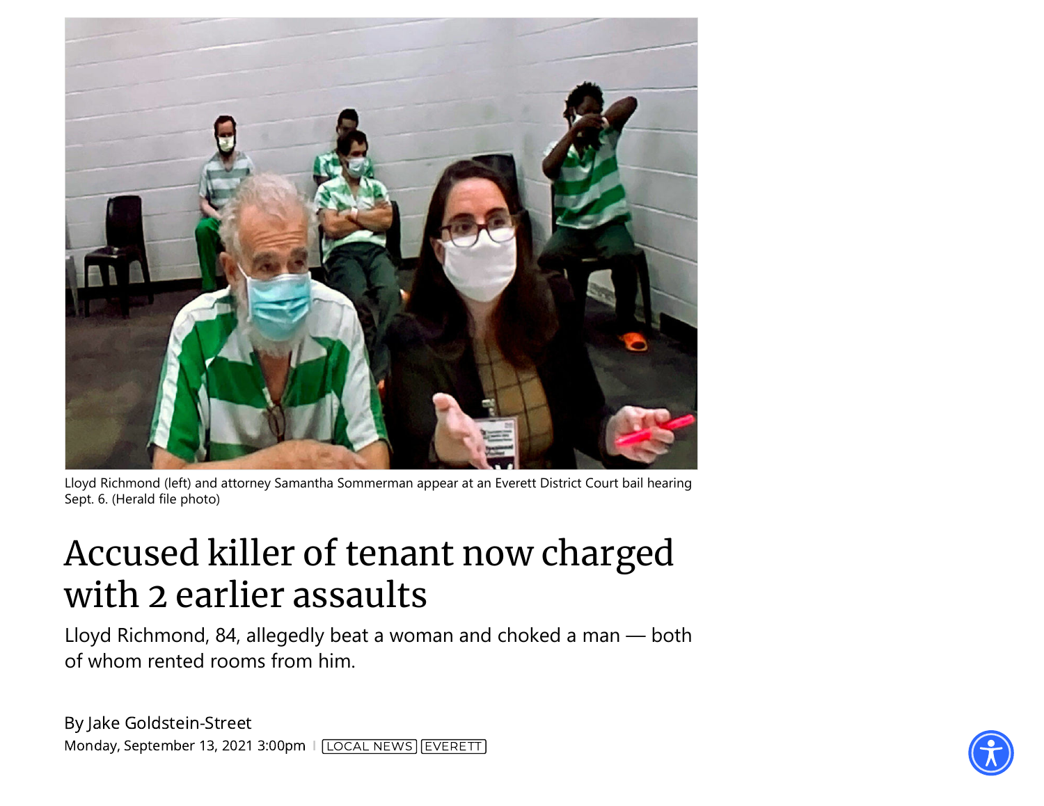Lloyd Richmond (left) and attorney Samantha Sommerman appear at an Everett District Court bail hearing Sept. 6. (Herald file photo)

# Accused killer of tenant now charged with 2 earlier assaults

Lloyd Richmond, 84, allegedly beat a woman and choked a man — both of whom rented rooms from him.

By Jake Goldstein-Street

Monday, September 13, 2021 3:00pm | LOCAL NEWS | EVERETT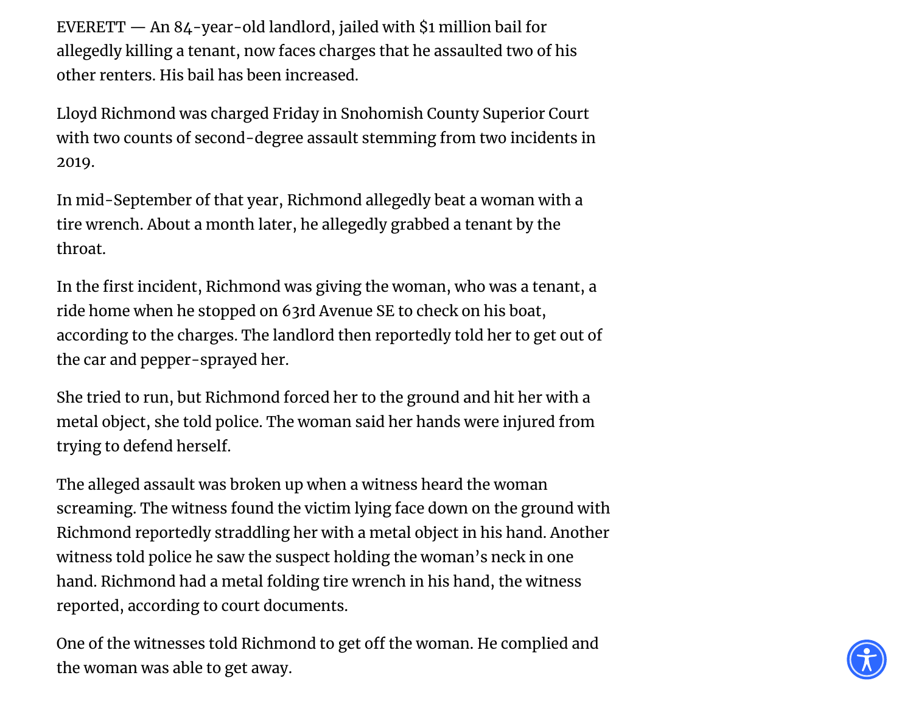EVERETT — An 84-year-old landlord, jailed with $1 million bail for allegedly killing a tenant, now faces charges that he assaulted two of his other renters. His bail has been increased.

Lloyd Richmond was charged Friday in Snohomish County Superior Court with two counts of second-degree assault stemming from two incidents in 2019.

In mid-September of that year, Richmond allegedly beat a woman with a tire wrench. About a month later, he allegedly grabbed a tenant by the throat.

In the first incident, Richmond was giving the woman, who was a tenant, a ride home when he stopped on 63rd Avenue SE to check on his boat, according to the charges. The landlord then reportedly told her to get out of the car and pepper-sprayed her.

She tried to run, but Richmond forced her to the ground and hit her with a metal object, she told police. The woman said her hands were injured from trying to defend herself.

The alleged assault was broken up when a witness heard the woman screaming. The witness found the victim lying face down on the ground with Richmond reportedly straddling her with a metal object in his hand. Another witness told police he saw the suspect holding the woman's neck in one hand. Richmond had a metal folding tire wrench in his hand, the witness reported, according to court documents.

One of the witnesses told Richmond to get off the woman. He complied and the woman was able to get away.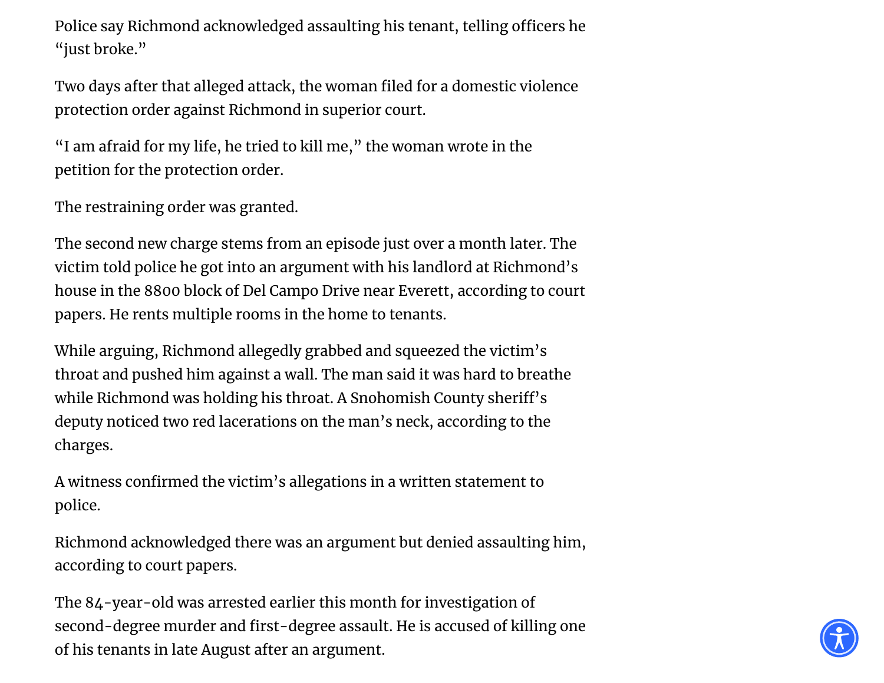Police say Richmond acknowledged assaulting his tenant, telling officers he "just broke."

Two days after that alleged attack, the woman filed for a domestic violence protection order against Richmond in superior court.

"I am afraid for my life, he tried to kill me," the woman wrote in the petition for the protection order.

The restraining order was granted.

The second new charge stems from an episode just over a month later. The victim told police he got into an argument with his landlord at Richmond's house in the 8800 block of Del Campo Drive near Everett, according to court papers. He rents multiple rooms in the home to tenants.

While arguing, Richmond allegedly grabbed and squeezed the victim's throat and pushed him against a wall. The man said it was hard to breathe while Richmond was holding his throat. A Snohomish County sheriff's deputy noticed two red lacerations on the man's neck, according to the charges.

A witness confirmed the victim's allegations in a written statement to police.

Richmond acknowledged there was an argument but denied assaulting him, according to court papers.

The 84-year-old was arrested earlier this month for investigation of second-degree murder and first-degree assault. He is accused of killing one of his tenants in late August after an argument.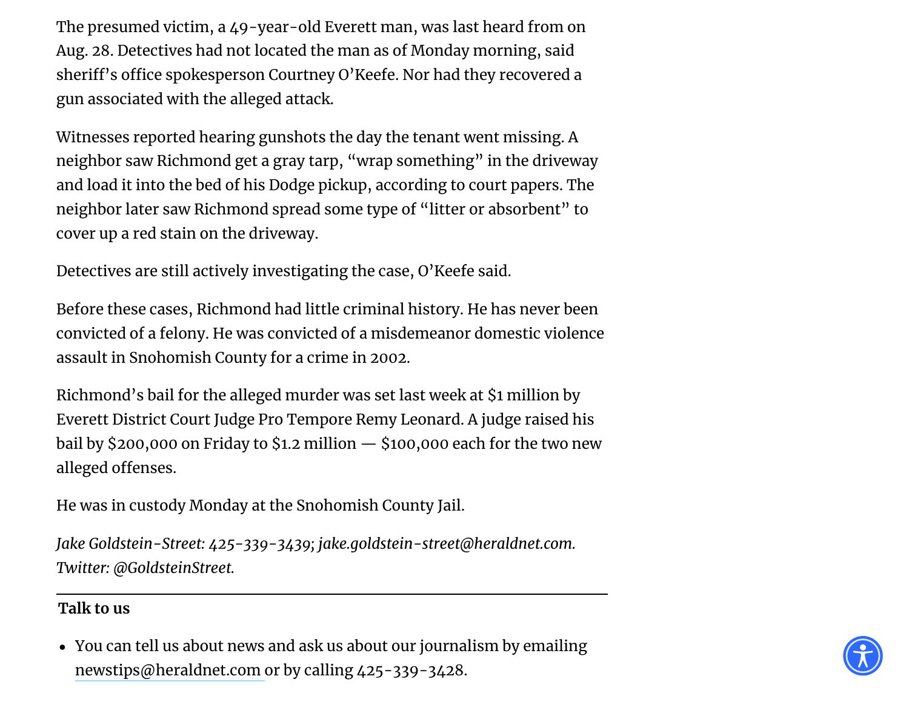The presumed victim, a 49-year-old Everett man, was last heard from on Aug. 28. Detectives had not located the man as of Monday morning, said sheriff's office spokesperson Courtney O'Keefe. Nor had they recovered a gun associated with the alleged attack.

Witnesses reported hearing gunshots the day the tenant went missing. A neighbor saw Richmond get a gray tarp, "wrap something" in the driveway and load it into the bed of his Dodge pickup, according to court papers. The neighbor later saw Richmond spread some type of "litter or absorbent" to cover up a red stain on the driveway.

Detectives are still actively investigating the case, O'Keefe said.

Before these cases, Richmond had little criminal history. He has never been convicted of a felony. He was convicted of a misdemeanor domestic violence assault in Snohomish County for a crime in 2002.

Richmond's bail for the alleged murder was set last week at $1 million by Everett District Court Judge Pro Tempore Remy Leonard. A judge raised his bail by $200,000 on Friday to $1.2 million — $100,000 each for the two new alleged offenses.

He was in custody Monday at the Snohomish County Jail.

*Jake Goldstein-Street: 425-339-3439; jake.goldstein-street@heraldnet.com. Twitter: @GoldsteinStreet.*

---

**Talk to us**

- You can tell us about news and ask us about our journalism by emailing newstips@heraldnet.com or by calling 425-339-3428.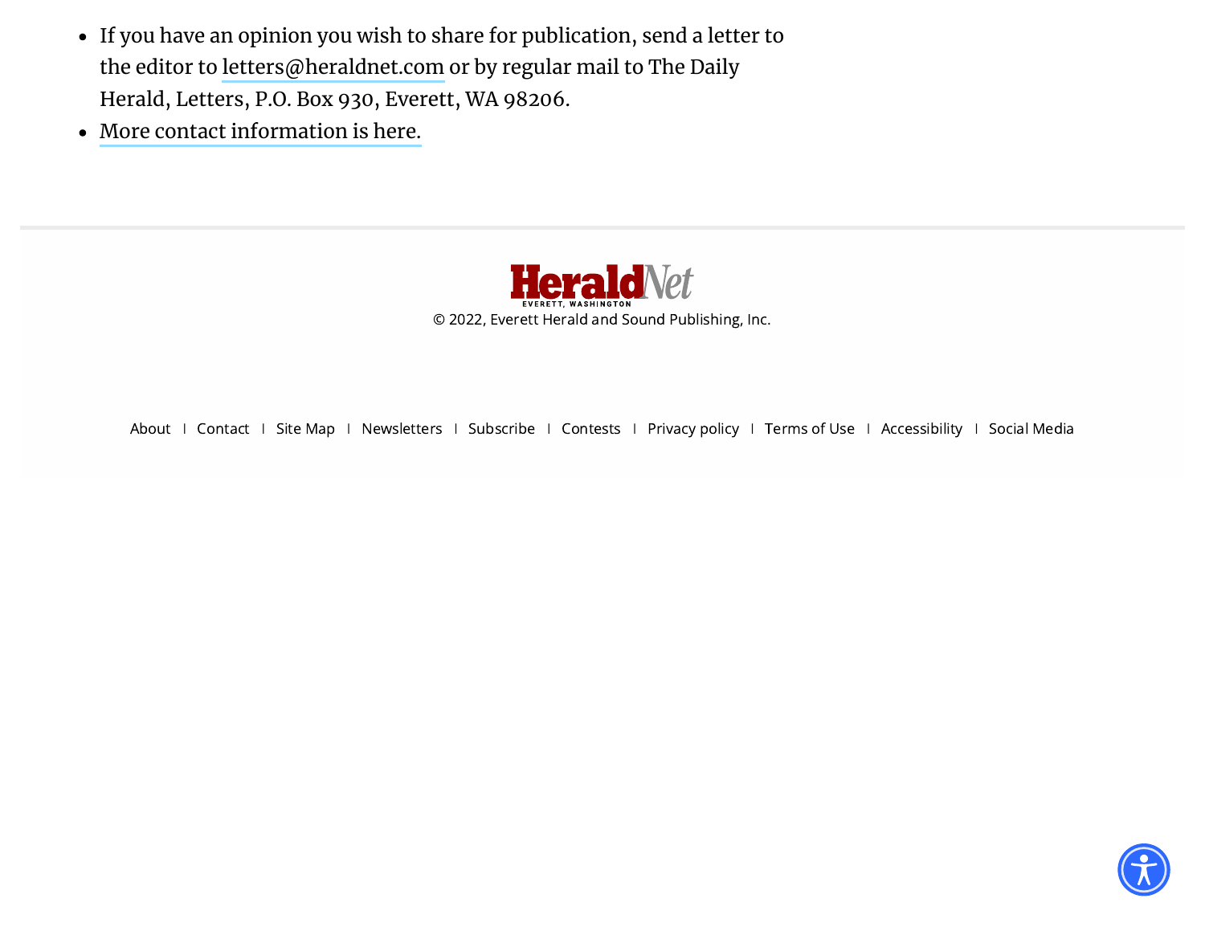- If you have an opinion you wish to share for publication, send a letter to the editor to letters@heraldnet.com or by regular mail to The Daily Herald, Letters, P.O. Box 930, Everett, WA 98206.
- More contact information is here.

HeraldNet
EVERETT, WASHINGTON

© 2022, Everett Herald and Sound Publishing, Inc.

About | Contact | Site Map | Newsletters | Subscribe | Contests | Privacy policy | Terms of Use | Accessibility | Social Media